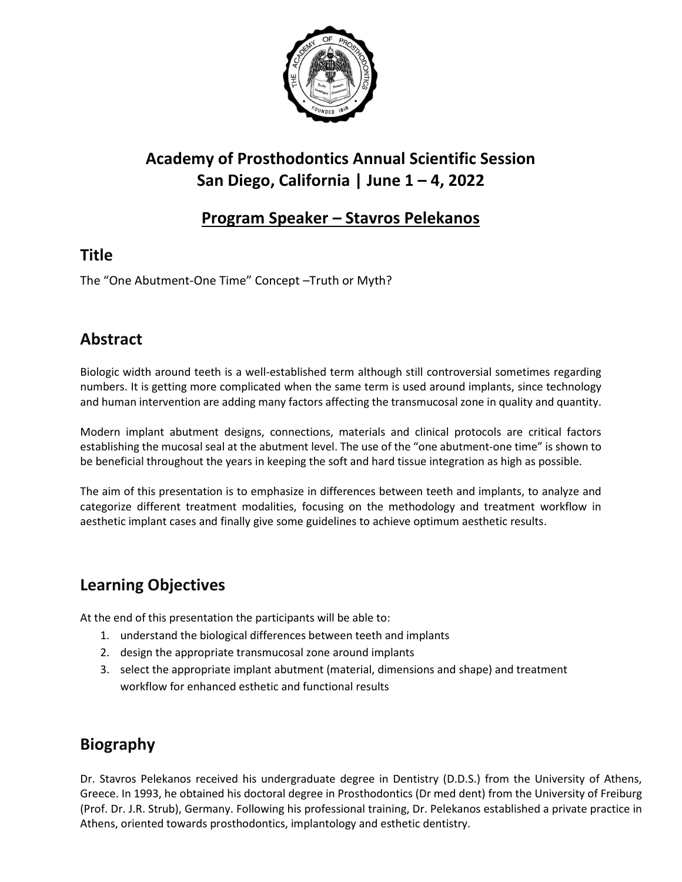# Academy of Prosthodontics Annual Scientific Session
# San Diego, California | June 1 – 4, 2022

## Program Speaker – Stavros Pelekanos

## Title

The "One Abutment-One Time" Concept –Truth or Myth?

## Abstract

Biologic width around teeth is a well-established term although still controversial sometimes regarding numbers. It is getting more complicated when the same term is used around implants, since technology and human intervention are adding many factors affecting the transmucosal zone in quality and quantity.

Modern implant abutment designs, connections, materials and clinical protocols are critical factors establishing the mucosal seal at the abutment level. The use of the "one abutment-one time" is shown to be beneficial throughout the years in keeping the soft and hard tissue integration as high as possible.

The aim of this presentation is to emphasize in differences between teeth and implants, to analyze and categorize different treatment modalities, focusing on the methodology and treatment workflow in aesthetic implant cases and finally give some guidelines to achieve optimum aesthetic results.

## Learning Objectives

At the end of this presentation the participants will be able to:

1. understand the biological differences between teeth and implants
2. design the appropriate transmucosal zone around implants
3. select the appropriate implant abutment (material, dimensions and shape) and treatment workflow for enhanced esthetic and functional results

## Biography

Dr. Stavros Pelekanos received his undergraduate degree in Dentistry (D.D.S.) from the University of Athens, Greece. In 1993, he obtained his doctoral degree in Prosthodontics (Dr med dent) from the University of Freiburg (Prof. Dr. J.R. Strub), Germany. Following his professional training, Dr. Pelekanos established a private practice in Athens, oriented towards prosthodontics, implantology and esthetic dentistry.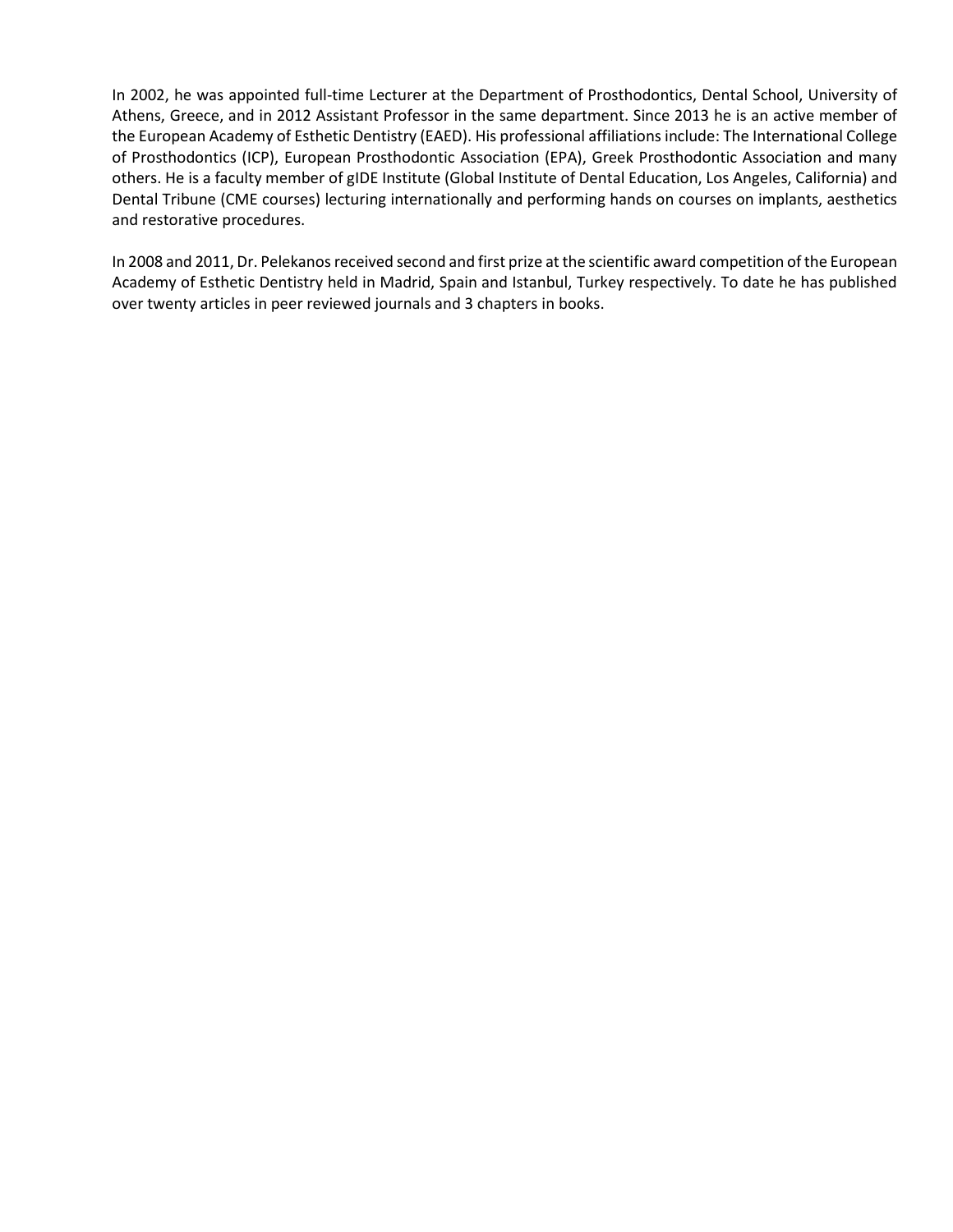In 2002, he was appointed full-time Lecturer at the Department of Prosthodontics, Dental School, University of Athens, Greece, and in 2012 Assistant Professor in the same department. Since 2013 he is an active member of the European Academy of Esthetic Dentistry (EAED). His professional affiliations include: The International College of Prosthodontics (ICP), European Prosthodontic Association (EPA), Greek Prosthodontic Association and many others. He is a faculty member of gIDE Institute (Global Institute of Dental Education, Los Angeles, California) and Dental Tribune (CME courses) lecturing internationally and performing hands on courses on implants, aesthetics and restorative procedures.

In 2008 and 2011, Dr. Pelekanos received second and first prize at the scientific award competition of the European Academy of Esthetic Dentistry held in Madrid, Spain and Istanbul, Turkey respectively. To date he has published over twenty articles in peer reviewed journals and 3 chapters in books.